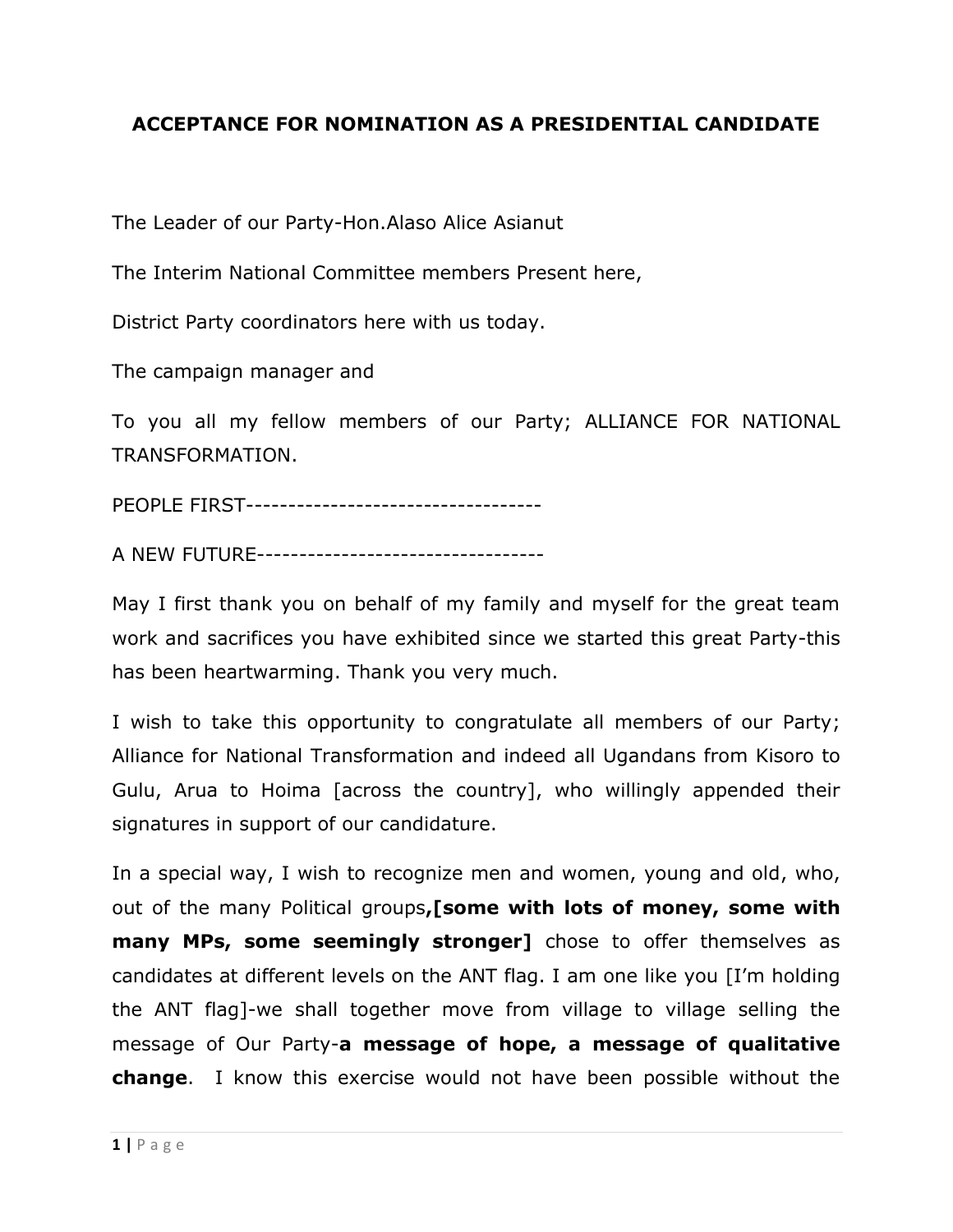# ACCEPTANCE FOR NOMINATION AS A PRESIDENTIAL CANDIDATE

The Leader of our Party-Hon.Alaso Alice Asianut

The Interim National Committee members Present here,

District Party coordinators here with us today.

The campaign manager and

To you all my fellow members of our Party; ALLIANCE FOR NATIONAL TRANSFORMATION.

PEOPLE FIRST-----------------------------------

A NEW FUTURE----------------------------------

May I first thank you on behalf of my family and myself for the great team work and sacrifices you have exhibited since we started this great Party-this has been heartwarming. Thank you very much.

I wish to take this opportunity to congratulate all members of our Party; Alliance for National Transformation and indeed all Ugandans from Kisoro to Gulu, Arua to Hoima [across the country], who willingly appended their signatures in support of our candidature.

In a special way, I wish to recognize men and women, young and old, who, out of the many Political groups**,[some with lots of money, some with many MPs, some seemingly stronger]** chose to offer themselves as candidates at different levels on the ANT flag. I am one like you [I'm holding the ANT flag]-we shall together move from village to village selling the message of Our Party-**a message of hope, a message of qualitative change**. I know this exercise would not have been possible without the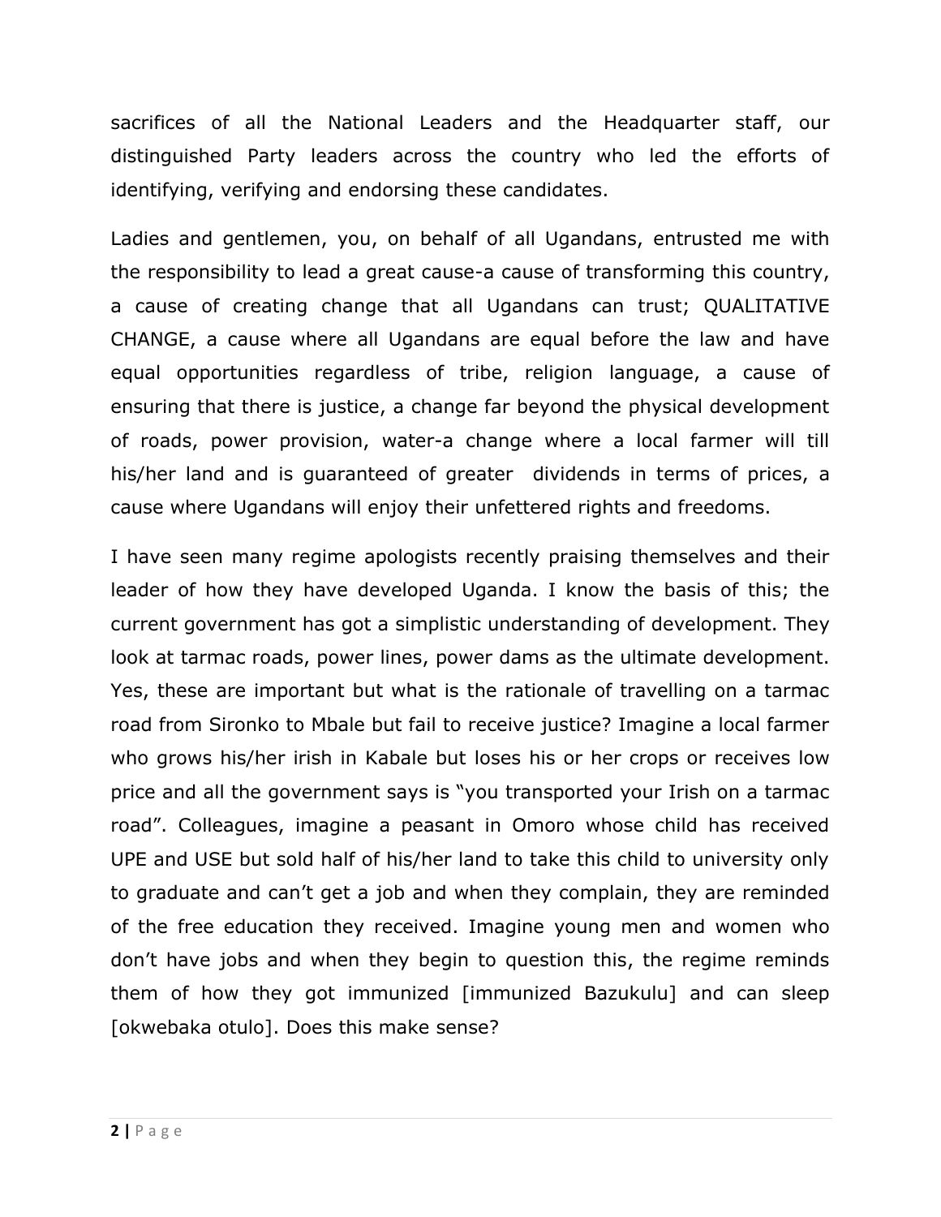sacrifices of all the National Leaders and the Headquarter staff, our distinguished Party leaders across the country who led the efforts of identifying, verifying and endorsing these candidates.

Ladies and gentlemen, you, on behalf of all Ugandans, entrusted me with the responsibility to lead a great cause-a cause of transforming this country, a cause of creating change that all Ugandans can trust; QUALITATIVE CHANGE, a cause where all Ugandans are equal before the law and have equal opportunities regardless of tribe, religion language, a cause of ensuring that there is justice, a change far beyond the physical development of roads, power provision, water-a change where a local farmer will till his/her land and is guaranteed of greater dividends in terms of prices, a cause where Ugandans will enjoy their unfettered rights and freedoms.

I have seen many regime apologists recently praising themselves and their leader of how they have developed Uganda. I know the basis of this; the current government has got a simplistic understanding of development. They look at tarmac roads, power lines, power dams as the ultimate development. Yes, these are important but what is the rationale of travelling on a tarmac road from Sironko to Mbale but fail to receive justice? Imagine a local farmer who grows his/her irish in Kabale but loses his or her crops or receives low price and all the government says is "you transported your Irish on a tarmac road". Colleagues, imagine a peasant in Omoro whose child has received UPE and USE but sold half of his/her land to take this child to university only to graduate and can't get a job and when they complain, they are reminded of the free education they received. Imagine young men and women who don't have jobs and when they begin to question this, the regime reminds them of how they got immunized [immunized Bazukulu] and can sleep [okwebaka otulo]. Does this make sense?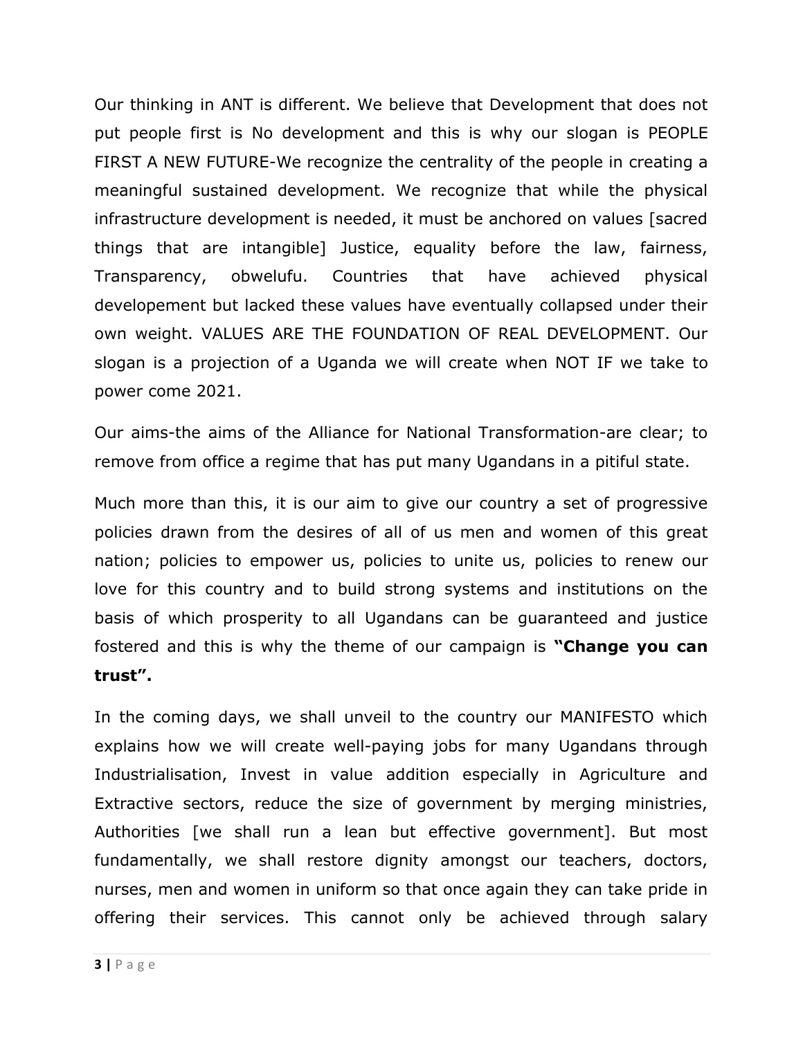Our thinking in ANT is different. We believe that Development that does not put people first is No development and this is why our slogan is PEOPLE FIRST A NEW FUTURE-We recognize the centrality of the people in creating a meaningful sustained development. We recognize that while the physical infrastructure development is needed, it must be anchored on values [sacred things that are intangible] Justice, equality before the law, fairness, Transparency, obwelufu. Countries that have achieved physical developement but lacked these values have eventually collapsed under their own weight. VALUES ARE THE FOUNDATION OF REAL DEVELOPMENT. Our slogan is a projection of a Uganda we will create when NOT IF we take to power come 2021.

Our aims-the aims of the Alliance for National Transformation-are clear; to remove from office a regime that has put many Ugandans in a pitiful state.

Much more than this, it is our aim to give our country a set of progressive policies drawn from the desires of all of us men and women of this great nation; policies to empower us, policies to unite us, policies to renew our love for this country and to build strong systems and institutions on the basis of which prosperity to all Ugandans can be guaranteed and justice fostered and this is why the theme of our campaign is **"Change you can trust".**

In the coming days, we shall unveil to the country our MANIFESTO which explains how we will create well-paying jobs for many Ugandans through Industrialisation, Invest in value addition especially in Agriculture and Extractive sectors, reduce the size of government by merging ministries, Authorities [we shall run a lean but effective government]. But most fundamentally, we shall restore dignity amongst our teachers, doctors, nurses, men and women in uniform so that once again they can take pride in offering their services. This cannot only be achieved through salary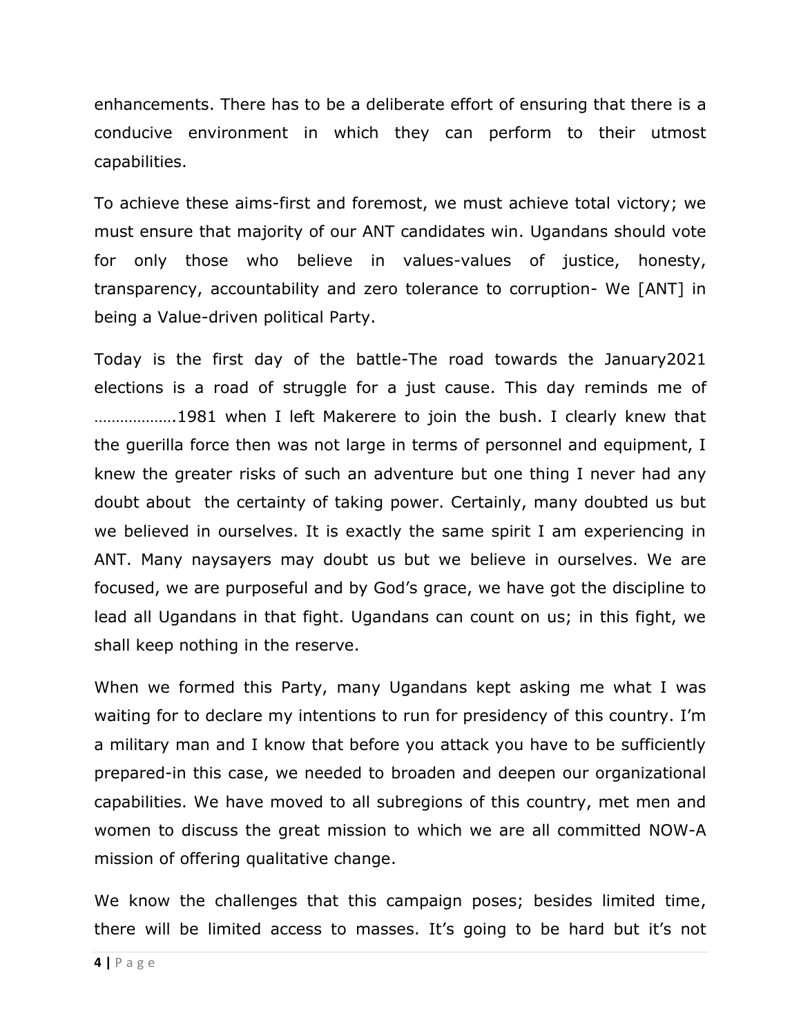enhancements. There has to be a deliberate effort of ensuring that there is a conducive environment in which they can perform to their utmost capabilities.

To achieve these aims-first and foremost, we must achieve total victory; we must ensure that majority of our ANT candidates win. Ugandans should vote for only those who believe in values-values of justice, honesty, transparency, accountability and zero tolerance to corruption- We [ANT] in being a Value-driven political Party.

Today is the first day of the battle-The road towards the January2021 elections is a road of struggle for a just cause. This day reminds me of ……………….1981 when I left Makerere to join the bush. I clearly knew that the guerilla force then was not large in terms of personnel and equipment, I knew the greater risks of such an adventure but one thing I never had any doubt about  the certainty of taking power. Certainly, many doubted us but we believed in ourselves. It is exactly the same spirit I am experiencing in ANT. Many naysayers may doubt us but we believe in ourselves. We are focused, we are purposeful and by God's grace, we have got the discipline to lead all Ugandans in that fight. Ugandans can count on us; in this fight, we shall keep nothing in the reserve.

When we formed this Party, many Ugandans kept asking me what I was waiting for to declare my intentions to run for presidency of this country. I'm a military man and I know that before you attack you have to be sufficiently prepared-in this case, we needed to broaden and deepen our organizational capabilities. We have moved to all subregions of this country, met men and women to discuss the great mission to which we are all committed NOW-A mission of offering qualitative change.

We know the challenges that this campaign poses; besides limited time, there will be limited access to masses. It's going to be hard but it's not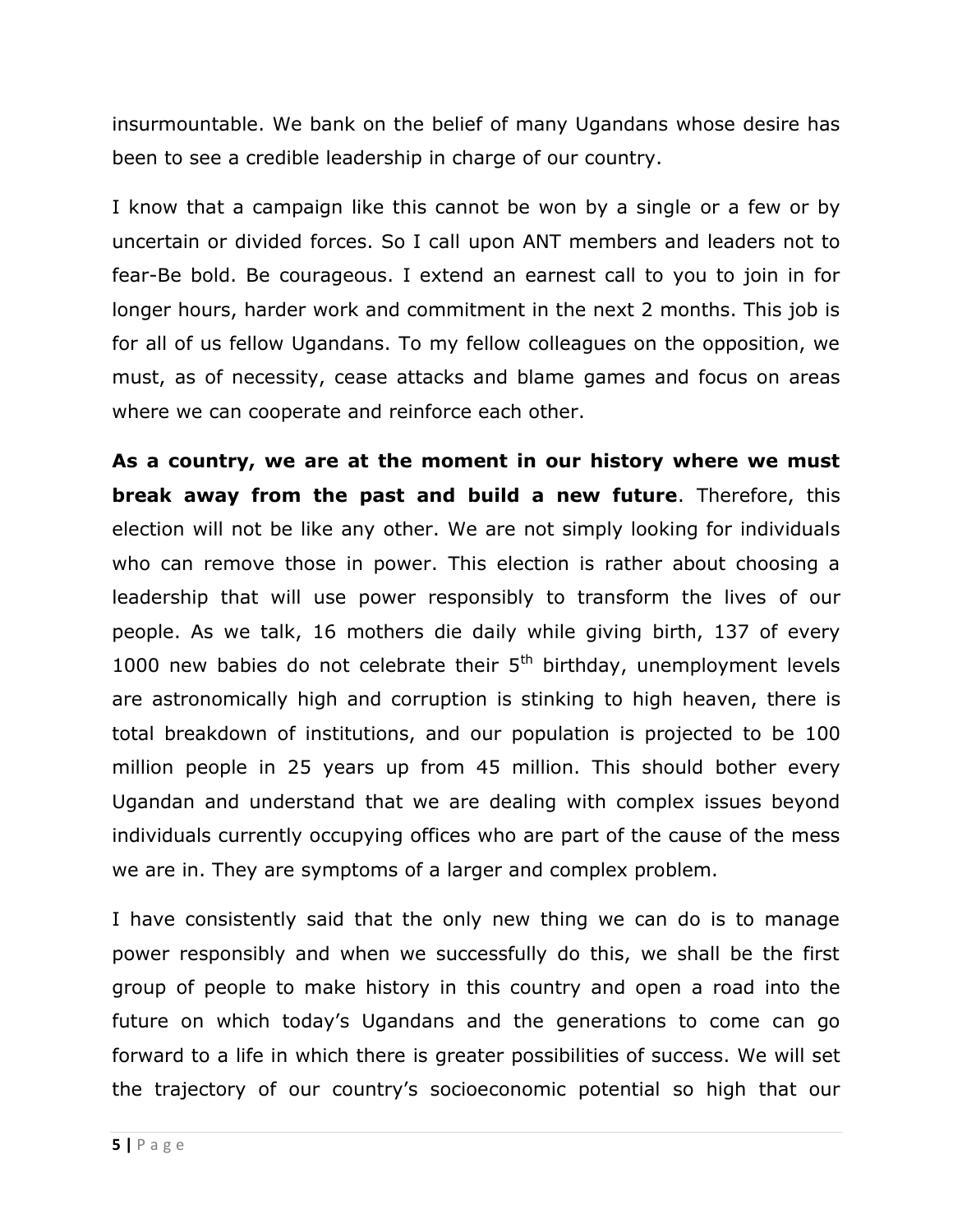insurmountable. We bank on the belief of many Ugandans whose desire has been to see a credible leadership in charge of our country.

I know that a campaign like this cannot be won by a single or a few or by uncertain or divided forces. So I call upon ANT members and leaders not to fear-Be bold. Be courageous. I extend an earnest call to you to join in for longer hours, harder work and commitment in the next 2 months. This job is for all of us fellow Ugandans. To my fellow colleagues on the opposition, we must, as of necessity, cease attacks and blame games and focus on areas where we can cooperate and reinforce each other.

**As a country, we are at the moment in our history where we must break away from the past and build a new future**. Therefore, this election will not be like any other. We are not simply looking for individuals who can remove those in power. This election is rather about choosing a leadership that will use power responsibly to transform the lives of our people. As we talk, 16 mothers die daily while giving birth, 137 of every 1000 new babies do not celebrate their $5^{th}$ birthday, unemployment levels are astronomically high and corruption is stinking to high heaven, there is total breakdown of institutions, and our population is projected to be 100 million people in 25 years up from 45 million. This should bother every Ugandan and understand that we are dealing with complex issues beyond individuals currently occupying offices who are part of the cause of the mess we are in. They are symptoms of a larger and complex problem.

I have consistently said that the only new thing we can do is to manage power responsibly and when we successfully do this, we shall be the first group of people to make history in this country and open a road into the future on which today's Ugandans and the generations to come can go forward to a life in which there is greater possibilities of success. We will set the trajectory of our country's socioeconomic potential so high that our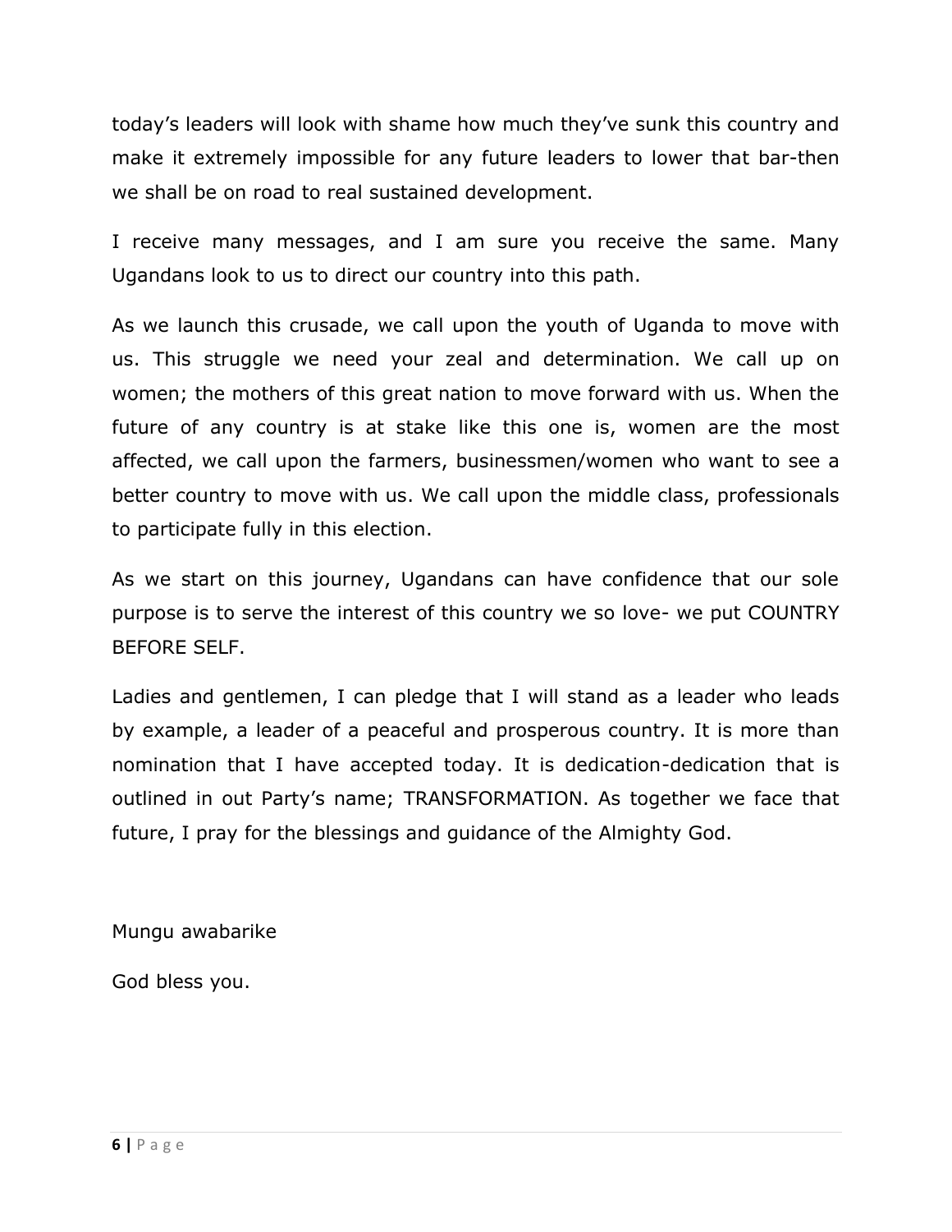today's leaders will look with shame how much they've sunk this country and make it extremely impossible for any future leaders to lower that bar-then we shall be on road to real sustained development.

I receive many messages, and I am sure you receive the same. Many Ugandans look to us to direct our country into this path.

As we launch this crusade, we call upon the youth of Uganda to move with us. This struggle we need your zeal and determination. We call up on women; the mothers of this great nation to move forward with us. When the future of any country is at stake like this one is, women are the most affected, we call upon the farmers, businessmen/women who want to see a better country to move with us. We call upon the middle class, professionals to participate fully in this election.

As we start on this journey, Ugandans can have confidence that our sole purpose is to serve the interest of this country we so love- we put COUNTRY BEFORE SELF.

Ladies and gentlemen, I can pledge that I will stand as a leader who leads by example, a leader of a peaceful and prosperous country. It is more than nomination that I have accepted today. It is dedication-dedication that is outlined in out Party's name; TRANSFORMATION. As together we face that future, I pray for the blessings and guidance of the Almighty God.

Mungu awabarike

God bless you.